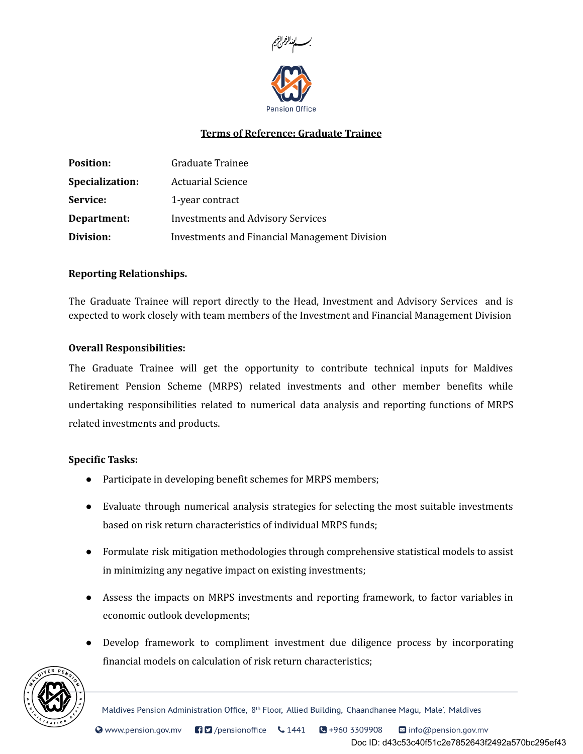بسم الله الرحمن الرحيم

Pension Office

# Terms of Reference: Graduate Trainee

| | |
|---|---|
| **Position:** | Graduate Trainee |
| **Specialization:** | Actuarial Science |
| **Service:** | 1-year contract |
| **Department:** | Investments and Advisory Services |
| **Division:** | Investments and Financial Management Division |

**Reporting Relationships.**

The Graduate Trainee will report directly to the Head, Investment and Advisory Services and is expected to work closely with team members of the Investment and Financial Management Division

**Overall Responsibilities:**

The Graduate Trainee will get the opportunity to contribute technical inputs for Maldives Retirement Pension Scheme (MRPS) related investments and other member benefits while undertaking responsibilities related to numerical data analysis and reporting functions of MRPS related investments and products.

**Specific Tasks:**

- Participate in developing benefit schemes for MRPS members;
- Evaluate through numerical analysis strategies for selecting the most suitable investments based on risk return characteristics of individual MRPS funds;
- Formulate risk mitigation methodologies through comprehensive statistical models to assist in minimizing any negative impact on existing investments;
- Assess the impacts on MRPS investments and reporting framework, to factor variables in economic outlook developments;
- Develop framework to compliment investment due diligence process by incorporating financial models on calculation of risk return characteristics;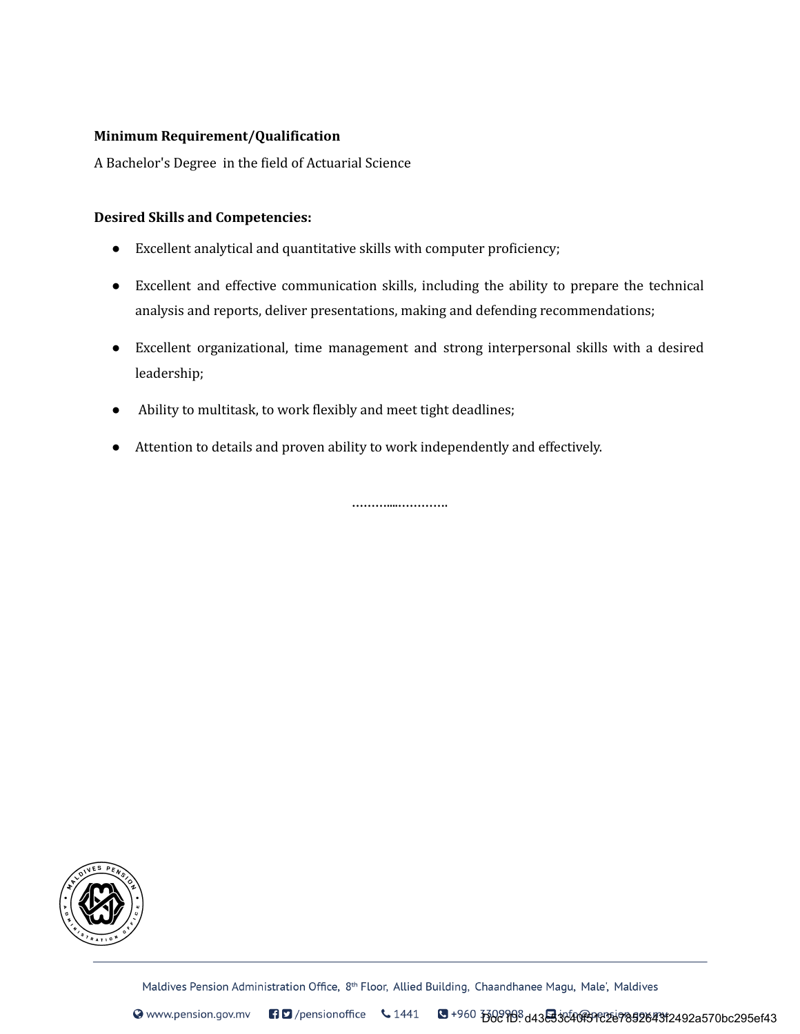**Minimum Requirement/Qualification**

A Bachelor's Degree in the field of Actuarial Science

**Desired Skills and Competencies:**

- Excellent analytical and quantitative skills with computer proficiency;
- Excellent and effective communication skills, including the ability to prepare the technical analysis and reports, deliver presentations, making and defending recommendations;
- Excellent organizational, time management and strong interpersonal skills with a desired leadership;
- Ability to multitask, to work flexibly and meet tight deadlines;
- Attention to details and proven ability to work independently and effectively.

……….....………….